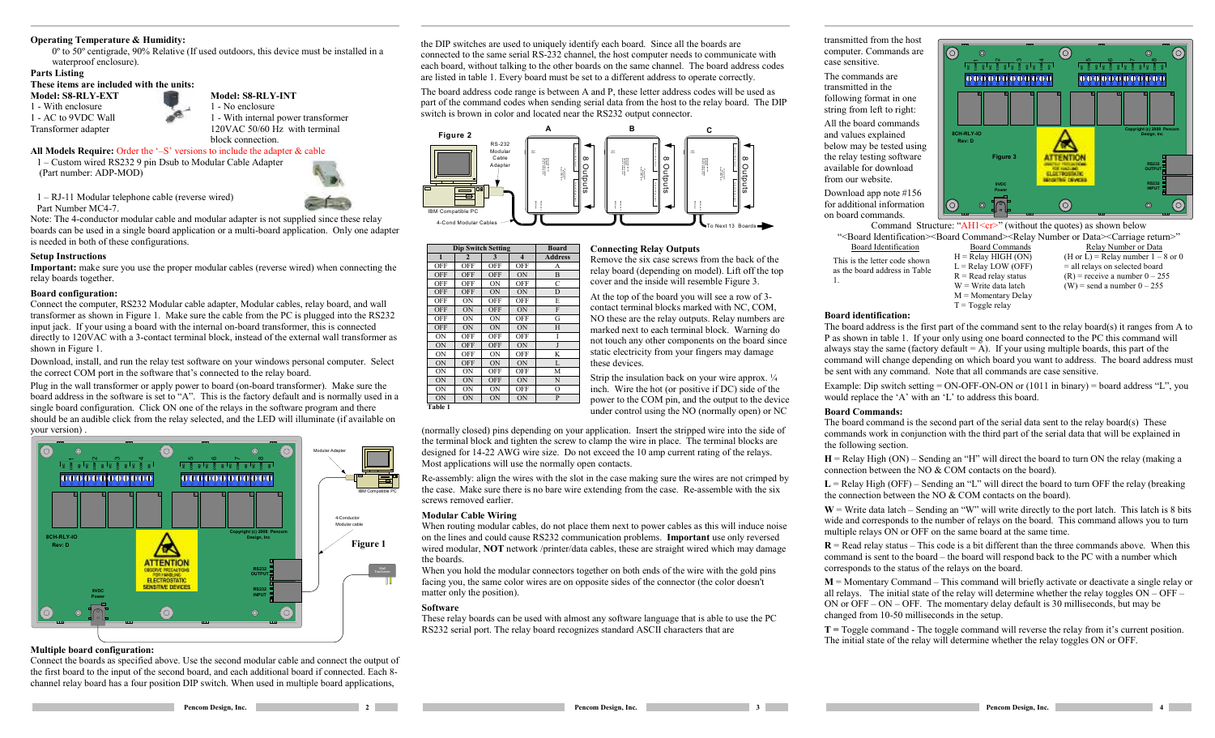**Operating Temperature & Humidity:**

0º to 50º centigrade, 90% Relative (If used outdoors, this device must be installed in a waterproof enclosure).

**Parts Listing**

**These items are included with the units:**

**Model: S8-RLY-EXT**

1 - With enclosure

1 - AC to 9VDC Wall Transformer adapter

**Model: S8-RLY-INT**

1 - No enclosure

1 - With internal power transformer 120VAC 50/60 Hz with terminal block connection.

**All Models Require:** Order the '–S' versions to include the adapter & cable

1 – Custom wired RS232 9 pin Dsub to Modular Cable Adapter (Part number: ADP-MOD)

1 – RJ-11 Modular telephone cable (reverse wired) Part Number MC4-7.

Note: The 4-conductor modular cable and modular adapter is not supplied since these relay boards can be used in a single board application or a multi-board application. Only one adapter is needed in both of these configurations.

**Setup Instructions**

**Important:** make sure you use the proper modular cables (reverse wired) when connecting the relay boards together.

**Board configuration:**

Connect the computer, RS232 Modular cable adapter, Modular cables, relay board, and wall transformer as shown in Figure 1. Make sure the cable from the PC is plugged into the RS232 input jack. If your using a board with the internal on-board transformer, this is connected directly to 120VAC with a 3-contact terminal block, instead of the external wall transformer as shown in Figure 1.

Download, install, and run the relay test software on your windows personal computer. Select the correct COM port in the software that's connected to the relay board.

Plug in the wall transformer or apply power to board (on-board transformer). Make sure the board address in the software is set to "A". This is the factory default and is normally used in a single board configuration. Click ON one of the relays in the software program and there should be an audible click from the relay selected, and the LED will illuminate (if available on your version) .

Figure 1

**Multiple board configuration:**

Connect the boards as specified above. Use the second modular cable and connect the output of the first board to the input of the second board, and each additional board if connected. Each 8-channel relay board has a four position DIP switch. When used in multiple board applications, the DIP switches are used to uniquely identify each board. Since all the boards are connected to the same serial RS-232 channel, the host computer needs to communicate with each board, without talking to the other boards on the same channel. The board address codes are listed in table 1. Every board must be set to a different address to operate correctly.

The board address code range is between A and P, these letter address codes will be used as part of the command codes when sending serial data from the host to the relay board. The DIP switch is brown in color and located near the RS232 output connector.

Figure 2

| Dip Switch Setting | | | | Board |
|---|---|---|---|---|
| 1 | 2 | 3 | 4 | Address |
| OFF | OFF | OFF | OFF | A |
| OFF | OFF | OFF | ON | B |
| OFF | OFF | ON | OFF | C |
| OFF | OFF | ON | ON | D |
| OFF | ON | OFF | OFF | E |
| OFF | ON | OFF | ON | F |
| OFF | ON | ON | OFF | G |
| OFF | ON | ON | ON | H |
| ON | OFF | OFF | OFF | I |
| ON | OFF | OFF | ON | J |
| ON | OFF | ON | OFF | K |
| ON | OFF | ON | ON | L |
| ON | ON | OFF | OFF | M |
| ON | ON | OFF | ON | N |
| ON | ON | ON | OFF | O |
| ON | ON | ON | ON | P |

Table 1

**Connecting Relay Outputs**

Remove the six case screws from the back of the relay board (depending on model). Lift off the top cover and the inside will resemble Figure 3.

At the top of the board you will see a row of 3-contact terminal blocks marked with NC, COM, NO these are the relay outputs. Relay numbers are marked next to each terminal block. Warning do not touch any other components on the board since static electricity from your fingers may damage these devices.

Strip the insulation back on your wire approx. ¼ inch. Wire the hot (or positive if DC) side of the power to the COM pin, and the output to the device under control using the NO (normally open) or NC (normally closed) pins depending on your application. Insert the stripped wire into the side of the terminal block and tighten the screw to clamp the wire in place. The terminal blocks are designed for 14-22 AWG wire size. Do not exceed the 10 amp current rating of the relays. Most applications will use the normally open contacts.

Re-assembly: align the wires with the slot in the case making sure the wires are not crimped by the case. Make sure there is no bare wire extending from the case. Re-assemble with the six screws removed earlier.

**Modular Cable Wiring**

When routing modular cables, do not place them next to power cables as this will induce noise on the lines and could cause RS232 communication problems. **Important** use only reversed wired modular, **NOT** network /printer/data cables, these are straight wired which may damage the boards.

When you hold the modular connectors together on both ends of the wire with the gold pins facing you, the same color wires are on opposite sides of the connector (the color doesn't matter only the position).

**Software**

These relay boards can be used with almost any software language that is able to use the PC RS232 serial port. The relay board recognizes standard ASCII characters that are transmitted from the host computer. Commands are case sensitive.

The commands are transmitted in the following format in one string from left to right:

All the board commands and values explained below may be tested using the relay testing software available for download from our website.

Download app note #156 for additional information on board commands.

Figure 3

Command Structure: "AH1<cr>" (without the quotes) as shown below

"<Board Identification><Board Command><Relay Number or Data><Carriage return>"

| Board Identification | Board Commands | Relay Number or Data |
|---|---|---|
| This is the letter code shown as the board address in Table 1. | H = Relay HIGH (ON)<br>L = Relay LOW (OFF)<br>R = Read relay status<br>W = Write data latch<br>M = Momentary Delay<br>T = Toggle relay | (H or L) = Relay number 1 – 8 or 0 = all relays on selected board<br>(R) = receive a number 0 – 255<br>(W) = send a number 0 – 255 |

**Board identification:**

The board address is the first part of the command sent to the relay board(s) it ranges from A to P as shown in table 1. If your only using one board connected to the PC this command will always stay the same (factory default = A). If your using multiple boards, this part of the command will change depending on which board you want to address. The board address must be sent with any command. Note that all commands are case sensitive.

Example: Dip switch setting = ON-OFF-ON-ON or (1011 in binary) = board address "L", you would replace the 'A' with an 'L' to address this board.

**Board Commands:**

The board command is the second part of the serial data sent to the relay board(s) These commands work in conjunction with the third part of the serial data that will be explained in the following section.

**H** = Relay High (ON) – Sending an "H" will direct the board to turn ON the relay (making a connection between the NO & COM contacts on the board).

**L** = Relay High (OFF) – Sending an "L" will direct the board to turn OFF the relay (breaking the connection between the NO & COM contacts on the board).

**W** = Write data latch – Sending an "W" will write directly to the port latch. This latch is 8 bits wide and corresponds to the number of relays on the board. This command allows you to turn multiple relays ON or OFF on the same board at the same time.

**R** = Read relay status – This code is a bit different than the three commands above. When this command is sent to the board – the board will respond back to the PC with a number which corresponds to the status of the relays on the board.

**M** = Momentary Command – This command will briefly activate or deactivate a single relay or all relays. The initial state of the relay will determine whether the relay toggles ON – OFF – ON or OFF – ON – OFF. The momentary delay default is 30 milliseconds, but may be changed from 10-50 milliseconds in the setup.

**T =** Toggle command - The toggle command will reverse the relay from it's current position. The initial state of the relay will determine whether the relay toggles ON or OFF.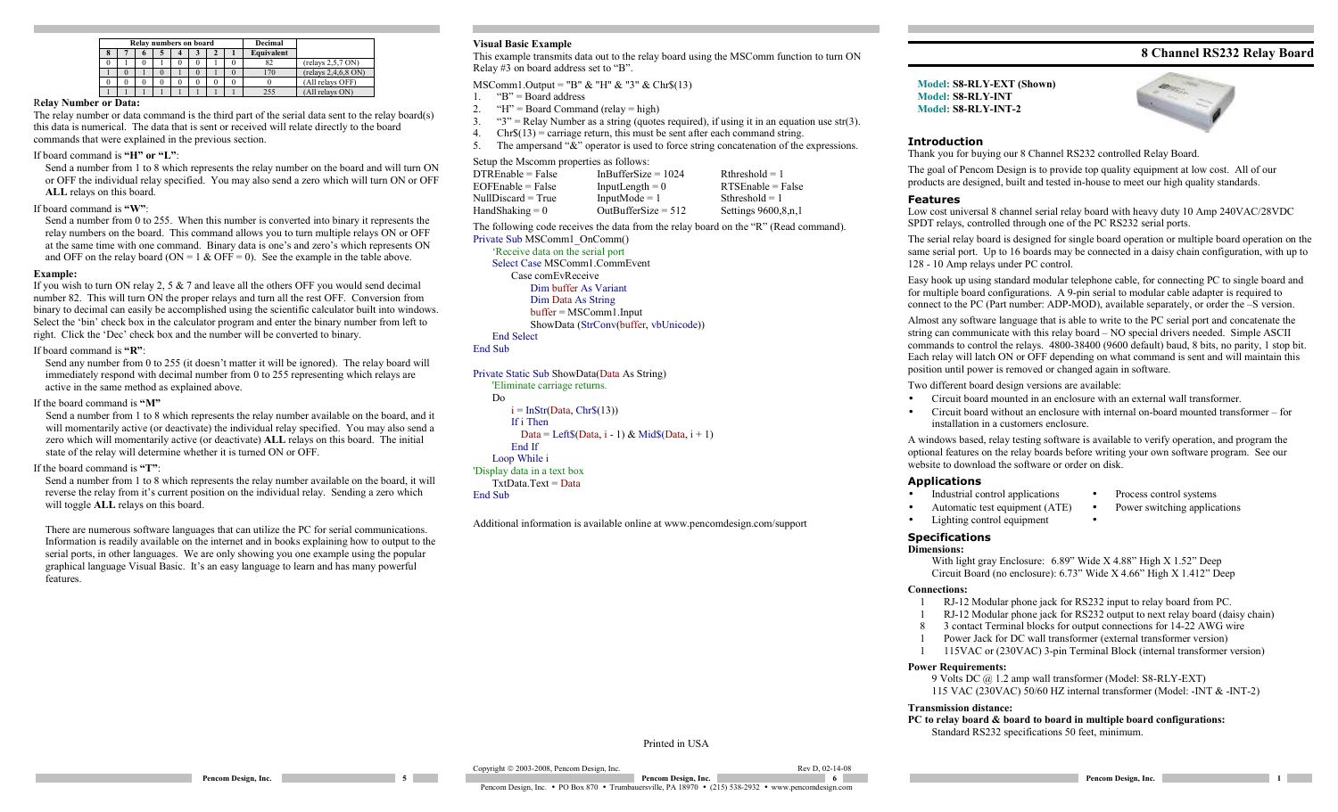| Relay numbers on board | | | | | | | | Decimal Equivalent | |
|---|---|---|---|---|---|---|---|---|---|
| 8 | 7 | 6 | 5 | 4 | 3 | 2 | 1 | | |
| 0 | 1 | 0 | 1 | 0 | 0 | 1 | 0 | 82 | (relays 2,5,7 ON) |
| 1 | 0 | 1 | 0 | 1 | 0 | 1 | 0 | 170 | (relays 2,4,6,8 ON) |
| 0 | 0 | 0 | 0 | 0 | 0 | 0 | 0 | 0 | (All relays OFF) |
| 1 | 1 | 1 | 1 | 1 | 1 | 1 | 1 | 255 | (All relays ON) |

**Relay Number or Data:**

The relay number or data command is the third part of the serial data sent to the relay board(s) this data is numerical. The data that is sent or received will relate directly to the board commands that were explained in the previous section.

If board command is **"H" or "L"**:

Send a number from 1 to 8 which represents the relay number on the board and will turn ON or OFF the individual relay specified. You may also send a zero which will turn ON or OFF **ALL** relays on this board.

If board command is **"W"**:

Send a number from 0 to 255. When this number is converted into binary it represents the relay numbers on the board. This command allows you to turn multiple relays ON or OFF at the same time with one command. Binary data is one's and zero's which represents ON and OFF on the relay board (ON = 1 & OFF = 0). See the example in the table above.

**Example:**

If you wish to turn ON relay 2, 5 & 7 and leave all the others OFF you would send decimal number 82. This will turn ON the proper relays and turn all the rest OFF. Conversion from binary to decimal can easily be accomplished using the scientific calculator built into windows. Select the 'bin' check box in the calculator program and enter the binary number from left to right. Click the 'Dec' check box and the number will be converted to binary.

If board command is **"R"**:

Send any number from 0 to 255 (it doesn't matter it will be ignored). The relay board will immediately respond with decimal number from 0 to 255 representing which relays are active in the same method as explained above.

If the board command is **"M"**

Send a number from 1 to 8 which represents the relay number available on the board, and it will momentarily active (or deactivate) the individual relay specified. You may also send a zero which will momentarily active (or deactivate) **ALL** relays on this board. The initial state of the relay will determine whether it is turned ON or OFF.

If the board command is **"T"**:

Send a number from 1 to 8 which represents the relay number available on the board, it will reverse the relay from it's current position on the individual relay. Sending a zero which will toggle **ALL** relays on this board.

There are numerous software languages that can utilize the PC for serial communications. Information is readily available on the internet and in books explaining how to output to the serial ports, in other languages. We are only showing you one example using the popular graphical language Visual Basic. It's an easy language to learn and has many powerful features.

**Visual Basic Example**

This example transmits data out to the relay board using the MSComm function to turn ON Relay #3 on board address set to "B".

MSComm1.Output = "B" & "H" & "3" & Chr$(13)

1. "B" = Board address
2. "H" = Board Command (relay = high)
3. "3" = Relay Number as a string (quotes required), if using it in an equation use str(3).
4. Chr$(13) = carriage return, this must be sent after each command string.
5. The ampersand "&" operator is used to force string concatenation of the expressions.

Setup the Mscomm properties as follows:

| | | |
|---|---|---|
| DTREnable = False | InBufferSize = 1024 | Rthreshold = 1 |
| EOFEnable = False | InputLength = 0 | RTSEnable = False |
| NullDiscard = True | InputMode = 1 | Sthreshold = 1 |
| HandShaking = 0 | OutBufferSize = 512 | Settings 9600,8,n,1 |

The following code receives the data from the relay board on the "R" (Read command).

```
Private Sub MSComm1_OnComm()
    'Receive data on the serial port
    Select Case MSComm1.CommEvent
        Case comEvReceive
            Dim buffer As Variant
            Dim Data As String
            buffer = MSComm1.Input
            ShowData (StrConv(buffer, vbUnicode))
    End Select
End Sub

Private Static Sub ShowData(Data As String)
    'Eliminate carriage returns.
    Do
        i = InStr(Data, Chr$(13))
        If i Then
            Data = Left$(Data, i - 1) & Mid$(Data, i + 1)
        End If
    Loop While i
'Display data in a text box
    TxtData.Text = Data
End Sub
```

Additional information is available online at www.pencomdesign.com/support

Printed in USA

Copyright © 2003-2008, Pencom Design, Inc. Rev D, 02-14-08

Pencom Design, Inc. • PO Box 870 • Trumbauersville, PA 18970 • (215) 538-2932 • www.pencomdesign.com

# 8 Channel RS232 Relay Board

**Model: S8-RLY-EXT (Shown)**
**Model: S8-RLY-INT**
**Model: S8-RLY-INT-2**

## Introduction

Thank you for buying our 8 Channel RS232 controlled Relay Board.

The goal of Pencom Design is to provide top quality equipment at low cost. All of our products are designed, built and tested in-house to meet our high quality standards.

## Features

Low cost universal 8 channel serial relay board with heavy duty 10 Amp 240VAC/28VDC SPDT relays, controlled through one of the PC RS232 serial ports.

The serial relay board is designed for single board operation or multiple board operation on the same serial port. Up to 16 boards may be connected in a daisy chain configuration, with up to 128 - 10 Amp relays under PC control.

Easy hook up using standard modular telephone cable, for connecting PC to single board and for multiple board configurations. A 9-pin serial to modular cable adapter is required to connect to the PC (Part number: ADP-MOD), available separately, or order the –S version.

Almost any software language that is able to write to the PC serial port and concatenate the string can communicate with this relay board – NO special drivers needed. Simple ASCII commands to control the relays. 4800-38400 (9600 default) baud, 8 bits, no parity, 1 stop bit. Each relay will latch ON or OFF depending on what command is sent and will maintain this position until power is removed or changed again in software.

Two different board design versions are available:

- Circuit board mounted in an enclosure with an external wall transformer.
- Circuit board without an enclosure with internal on-board mounted transformer – for installation in a customers enclosure.

A windows based, relay testing software is available to verify operation, and program the optional features on the relay boards before writing your own software program. See our website to download the software or order on disk.

## Applications

- Industrial control applications
- Automatic test equipment (ATE)
- Lighting control equipment
- Process control systems
- Power switching applications

## Specifications

**Dimensions:**

With light gray Enclosure: 6.89" Wide X 4.88" High X 1.52" Deep
Circuit Board (no enclosure): 6.73" Wide X 4.66" High X 1.412" Deep

**Connections:**

1 RJ-12 Modular phone jack for RS232 input to relay board from PC.
1 RJ-12 Modular phone jack for RS232 output to next relay board (daisy chain)
8 3 contact Terminal blocks for output connections for 14-22 AWG wire
1 Power Jack for DC wall transformer (external transformer version)
1 115VAC or (230VAC) 3-pin Terminal Block (internal transformer version)

**Power Requirements:**

9 Volts DC @ 1.2 amp wall transformer (Model: S8-RLY-EXT)
115 VAC (230VAC) 50/60 HZ internal transformer (Model: -INT & -INT-2)

**Transmission distance:**

**PC to relay board & board to board in multiple board configurations:**

Standard RS232 specifications 50 feet, minimum.